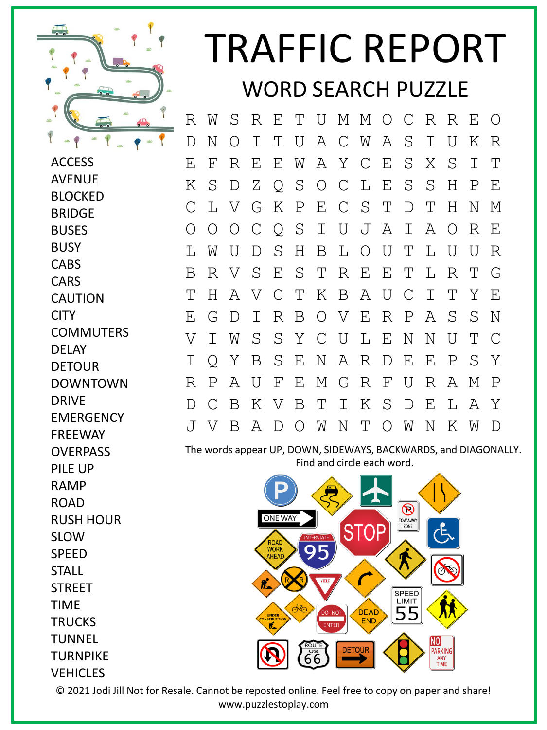# TRAFFIC REPORT

## WORD SEARCH PUZZLE

```
R W S R E T U M M O C R R E O
D N O I T U A C W A S I U K R
E F R E E W A Y C E S X S I T
K S D Z Q S O C L E S S H P E
C L V G K P E C S T D T H N M
O O O C Q S I U J A I A O R E
L W U D S H B L O U T L U U R
B R V S E S T R E E T L R T G
T H A V C T K B A U C I T Y E
E G D I R B O V E R P A S S N
V I W S S Y C U L E N N U T C
I Q Y B S E N A R D E E P S Y
R P A U F E M G R F U R A M P
D C B K V B T I K S D E L A Y
J V B A D O W N T O W N K W D
```

ACCESS
AVENUE
BLOCKED
BRIDGE
BUSES
BUSY
CABS
CARS
CAUTION
CITY
COMMUTERS
DELAY
DETOUR
DOWNTOWN
DRIVE
EMERGENCY
FREEWAY
OVERPASS
PILE UP
RAMP
ROAD
RUSH HOUR
SLOW
SPEED
STALL
STREET
TIME
TRUCKS
TUNNEL
TURNPIKE
VEHICLES

The words appear UP, DOWN, SIDEWAYS, BACKWARDS, and DIAGONALLY. Find and circle each word.

© 2021 Jodi Jill Not for Resale. Cannot be reposted online. Feel free to copy on paper and share!
www.puzzlestoplay.com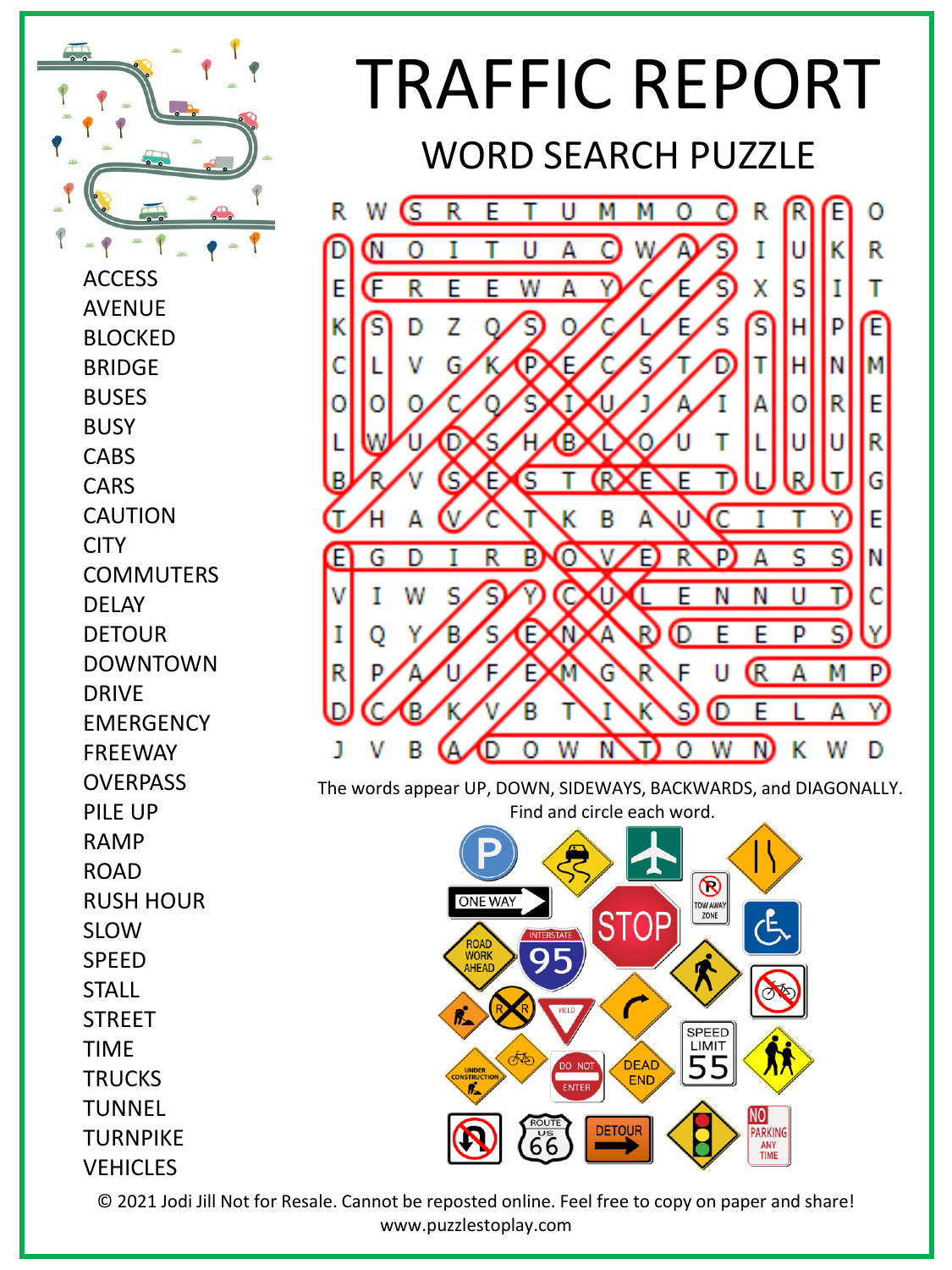# TRAFFIC REPORT

## WORD SEARCH PUZZLE

| | | | | | | | | | | | | | | |
|---|---|---|---|---|---|---|---|---|---|---|---|---|---|---|
| R | W | S | R | E | T | U | M | M | O | C | R | R | E | O |
| D | N | O | I | T | U | A | C | W | A | S | I | U | K | R |
| E | F | R | E | E | W | A | Y | C | E | S | X | S | I | T |
| K | S | D | Z | Q | S | O | C | L | E | S | S | H | P | E |
| C | L | V | G | K | P | E | C | S | T | D | T | H | N | M |
| O | O | O | C | Q | S | I | U | J | A | I | A | O | R | E |
| L | W | U | D | S | H | B | L | O | U | T | L | U | U | R |
| B | R | V | S | E | S | T | R | E | E | T | L | R | T | G |
| T | H | A | V | C | T | K | B | A | U | C | I | T | Y | E |
| E | G | D | I | R | B | O | V | E | R | P | A | S | S | N |
| V | I | W | S | S | Y | C | U | L | E | N | N | U | T | C |
| I | Q | Y | B | S | E | N | A | R | D | E | E | P | S | Y |
| R | P | A | U | F | E | M | G | R | F | U | R | A | M | P |
| D | C | B | K | V | B | T | I | K | S | D | E | L | A | Y |
| J | V | B | A | D | O | W | N | T | O | W | N | K | W | D |

ACCESS
AVENUE
BLOCKED
BRIDGE
BUSES
BUSY
CABS
CARS
CAUTION
CITY
COMMUTERS
DELAY
DETOUR
DOWNTOWN
DRIVE
EMERGENCY
FREEWAY
OVERPASS
PILE UP
RAMP
ROAD
RUSH HOUR
SLOW
SPEED
STALL
STREET
TIME
TRUCKS
TUNNEL
TURNPIKE
VEHICLES

The words appear UP, DOWN, SIDEWAYS, BACKWARDS, and DIAGONALLY. Find and circle each word.

© 2021 Jodi Jill Not for Resale. Cannot be reposted online. Feel free to copy on paper and share! www.puzzlestoplay.com